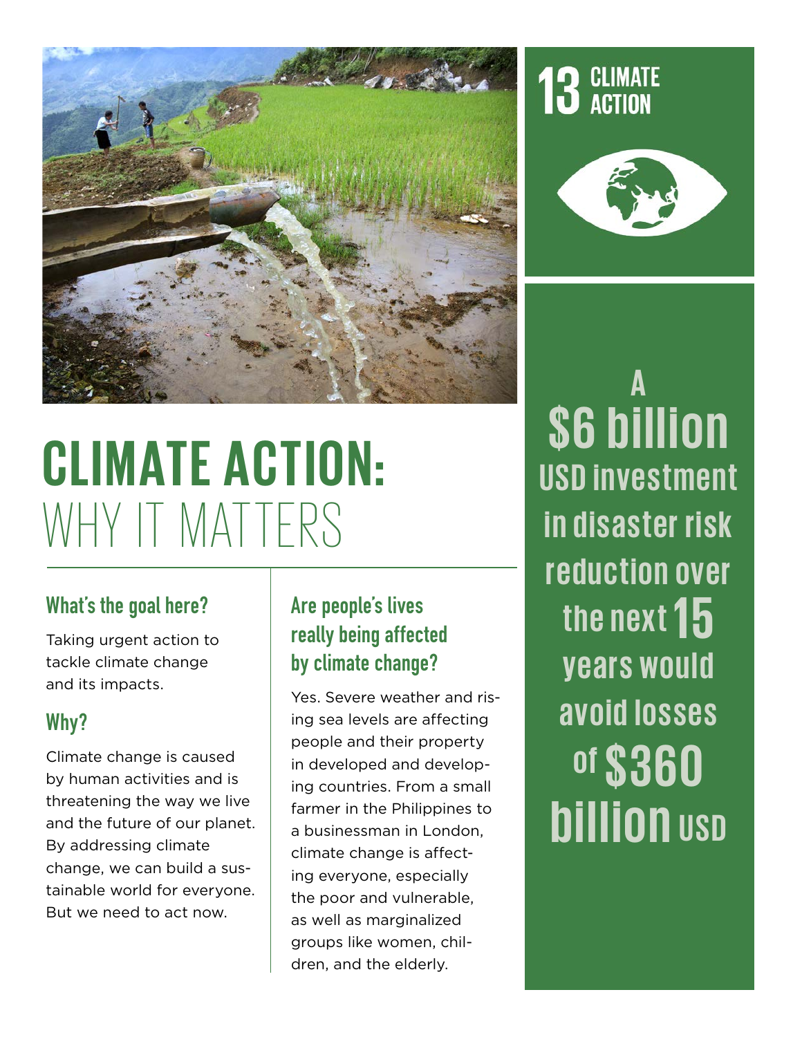# CLIMATE ACTION: WHY IT MATTERS

## What's the goal here?

Taking urgent action to tackle climate change and its impacts.

## Why?

Climate change is caused by human activities and is threatening the way we live and the future of our planet. By addressing climate change, we can build a sustainable world for everyone. But we need to act now.

## Are people's lives really being affected by climate change?

Yes. Severe weather and rising sea levels are affecting people and their property in developed and developing countries. From a small farmer in the Philippines to a businessman in London, climate change is affecting everyone, especially the poor and vulnerable, as well as marginalized groups like women, children, and the elderly.

13 CLIMATE ACTION

**A $6 billion USD investment in disaster risk reduction over the next 15 years would avoid losses of $360 billion USD**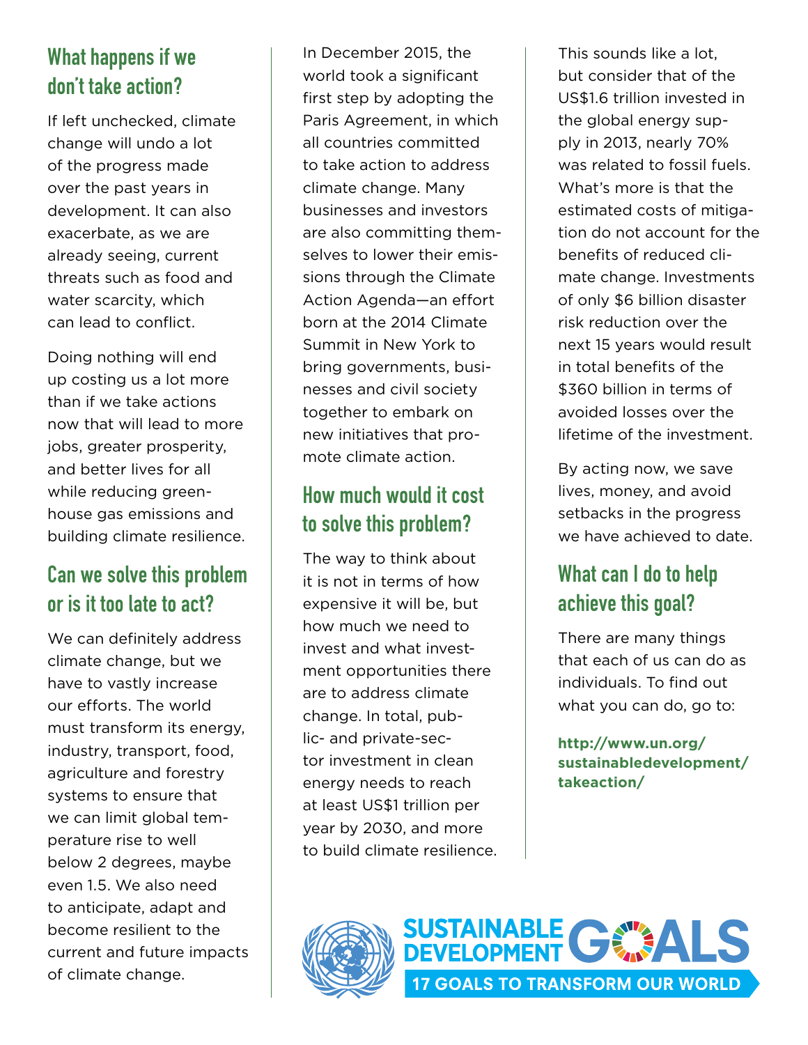## What happens if we don't take action?

If left unchecked, climate change will undo a lot of the progress made over the past years in development. It can also exacerbate, as we are already seeing, current threats such as food and water scarcity, which can lead to conflict.

Doing nothing will end up costing us a lot more than if we take actions now that will lead to more jobs, greater prosperity, and better lives for all while reducing greenhouse gas emissions and building climate resilience.

## Can we solve this problem or is it too late to act?

We can definitely address climate change, but we have to vastly increase our efforts. The world must transform its energy, industry, transport, food, agriculture and forestry systems to ensure that we can limit global temperature rise to well below 2 degrees, maybe even 1.5. We also need to anticipate, adapt and become resilient to the current and future impacts of climate change.

In December 2015, the world took a significant first step by adopting the Paris Agreement, in which all countries committed to take action to address climate change. Many businesses and investors are also committing themselves to lower their emissions through the Climate Action Agenda—an effort born at the 2014 Climate Summit in New York to bring governments, businesses and civil society together to embark on new initiatives that promote climate action.

## How much would it cost to solve this problem?

The way to think about it is not in terms of how expensive it will be, but how much we need to invest and what investment opportunities there are to address climate change. In total, public- and private-sector investment in clean energy needs to reach at least US$1 trillion per year by 2030, and more to build climate resilience.

This sounds like a lot, but consider that of the US$1.6 trillion invested in the global energy supply in 2013, nearly 70% was related to fossil fuels. What's more is that the estimated costs of mitigation do not account for the benefits of reduced climate change. Investments of only $6 billion disaster risk reduction over the next 15 years would result in total benefits of the $360 billion in terms of avoided losses over the lifetime of the investment.

By acting now, we save lives, money, and avoid setbacks in the progress we have achieved to date.

## What can I do to help achieve this goal?

There are many things that each of us can do as individuals. To find out what you can do, go to:

**http://www.un.org/sustainabledevelopment/takeaction/**

SUSTAINABLE DEVELOPMENT GOALS
17 GOALS TO TRANSFORM OUR WORLD